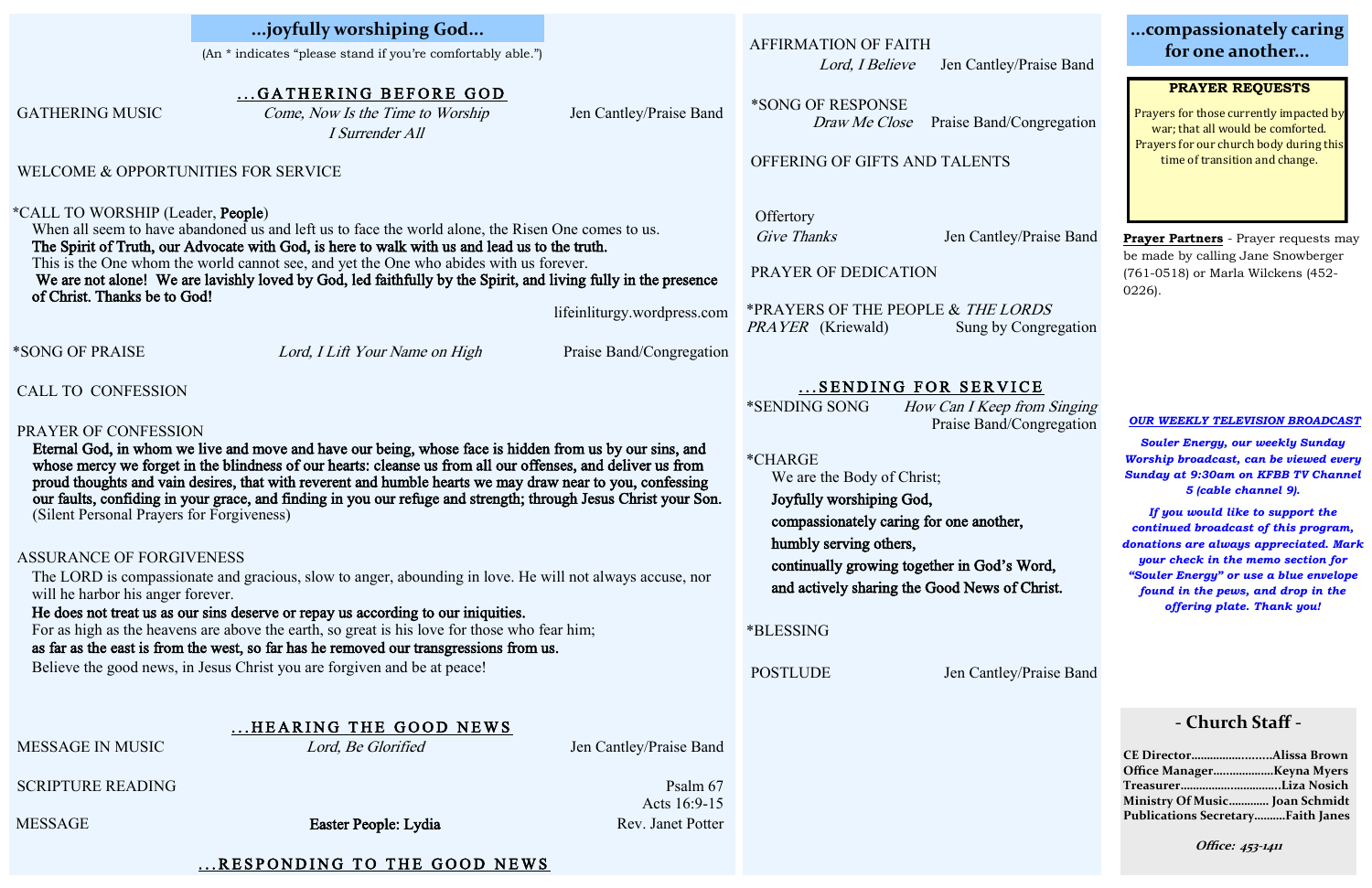## …joyfully worshiping God…

(An * indicates "please stand if you're comfortably able.")

### …GATHERING BEFORE GOD

GATHERING MUSIC — *Come, Now Is the Time to Worship* / *I Surrender All* — Jen Cantley/Praise Band

WELCOME & OPPORTUNITIES FOR SERVICE

*CALL TO WORSHIP (Leader, **People**)

When all seem to have abandoned us and left us to face the world alone, the Risen One comes to us.

**The Spirit of Truth, our Advocate with God, is here to walk with us and lead us to the truth.**

This is the One whom the world cannot see, and yet the One who abides with us forever.

**We are not alone! We are lavishly loved by God, led faithfully by the Spirit, and living fully in the presence of Christ. Thanks be to God!**

lifeinliturgy.wordpress.com

*SONG OF PRAISE — *Lord, I Lift Your Name on High* — Praise Band/Congregation

CALL TO CONFESSION

PRAYER OF CONFESSION

**Eternal God, in whom we live and move and have our being, whose face is hidden from us by our sins, and whose mercy we forget in the blindness of our hearts: cleanse us from all our offenses, and deliver us from proud thoughts and vain desires, that with reverent and humble hearts we may draw near to you, confessing our faults, confiding in your grace, and finding in you our refuge and strength; through Jesus Christ your Son.**

(Silent Personal Prayers for Forgiveness)

ASSURANCE OF FORGIVENESS

The LORD is compassionate and gracious, slow to anger, abounding in love. He will not always accuse, nor will he harbor his anger forever.

**He does not treat us as our sins deserve or repay us according to our iniquities.**

For as high as the heavens are above the earth, so great is his love for those who fear him;

**as far as the east is from the west, so far has he removed our transgressions from us.**

Believe the good news, in Jesus Christ you are forgiven and be at peace!

### …HEARING THE GOOD NEWS

MESSAGE IN MUSIC — *Lord, Be Glorified* — Jen Cantley/Praise Band

SCRIPTURE READING — Psalm 67, Acts 16:9-15

MESSAGE — **Easter People: Lydia** — Rev. Janet Potter

### …RESPONDING TO THE GOOD NEWS

AFFIRMATION OF FAITH — *Lord, I Believe* — Jen Cantley/Praise Band

*SONG OF RESPONSE — *Draw Me Close* — Praise Band/Congregation

OFFERING OF GIFTS AND TALENTS

Offertory — *Give Thanks* — Jen Cantley/Praise Band

PRAYER OF DEDICATION

*PRAYERS OF THE PEOPLE & *THE LORDS PRAYER* (Kriewald) — Sung by Congregation

### …SENDING FOR SERVICE

*SENDING SONG — *How Can I Keep from Singing* — Praise Band/Congregation

*CHARGE

We are the Body of Christ;

**Joyfully worshiping God,**

**compassionately caring for one another,**

**humbly serving others,**

**continually growing together in God's Word,**

**and actively sharing the Good News of Christ.**

*BLESSING

POSTLUDE — Jen Cantley/Praise Band

## …compassionately caring for one another…

**PRAYER REQUESTS**

Prayers for those currently impacted by war; that all would be comforted.

Prayers for our church body during this time of transition and change.

**Prayer Partners** - Prayer requests may be made by calling Jane Snowberger (761-0518) or Marla Wilckens (452-0226).

***OUR WEEKLY TELEVISION BROADCAST***

***Souler Energy, our weekly Sunday Worship broadcast, can be viewed every Sunday at 9:30am on KFBB TV Channel 5 (cable channel 9).***

***If you would like to support the continued broadcast of this program, donations are always appreciated. Mark your check in the memo section for "Souler Energy" or use a blue envelope found in the pews, and drop in the offering plate. Thank you!***

## - Church Staff -

**CE Director……………………Alissa Brown**
**Office Manager………………Keyna Myers**
**Treasurer…………………………Liza Nosich**
**Ministry Of Music………… Joan Schmidt**
**Publications Secretary……….Faith Janes**

*Office: 453-1411*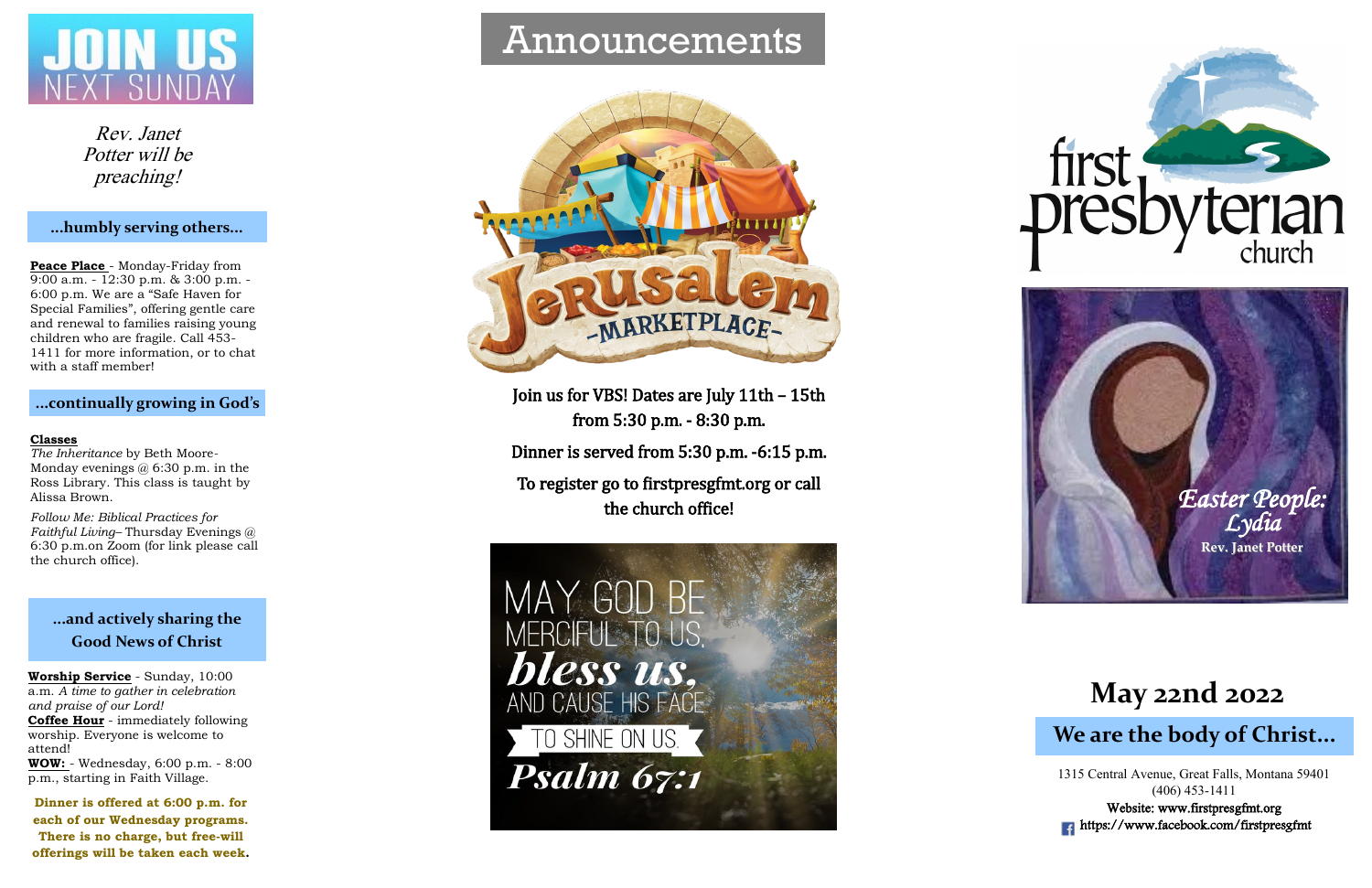# JOIN US NEXT SUNDAY

*Rev. Janet Potter will be preaching!*

## ...humbly serving others...

**Peace Place** - Monday-Friday from 9:00 a.m. - 12:30 p.m. & 3:00 p.m. - 6:00 p.m. We are a "Safe Haven for Special Families", offering gentle care and renewal to families raising young children who are fragile. Call 453-1411 for more information, or to chat with a staff member!

## ...continually growing in God's

**Classes**

*The Inheritance* by Beth Moore- Monday evenings @ 6:30 p.m. in the Ross Library. This class is taught by Alissa Brown.

*Follow Me: Biblical Practices for Faithful Living*– Thursday Evenings @ 6:30 p.m.on Zoom (for link please call the church office).

## ...and actively sharing the Good News of Christ

**Worship Service** - Sunday, 10:00 a.m. *A time to gather in celebration and praise of our Lord!*

**Coffee Hour** - immediately following worship. Everyone is welcome to attend!

**WOW:** - Wednesday, 6:00 p.m. - 8:00 p.m., starting in Faith Village.

**Dinner is offered at 6:00 p.m. for each of our Wednesday programs. There is no charge, but free-will offerings will be taken each week.**

# Announcements

Jerusalem -MARKETPLACE-

Join us for VBS! Dates are July 11th – 15th from 5:30 p.m. - 8:30 p.m.

Dinner is served from 5:30 p.m. -6:15 p.m.

To register go to firstpresgfmt.org or call the church office!

MAY GOD BE MERCIFUL TO US, ***bless us,*** AND CAUSE HIS FACE TO SHINE ON US. ***Psalm 67:1***

first presbyterian church

*Easter People: Lydia*
**Rev. Janet Potter**

# May 22nd 2022

## We are the body of Christ...

1315 Central Avenue, Great Falls, Montana 59401
(406) 453-1411
Website: www.firstpresgfmt.org
https://www.facebook.com/firstpresgfmt